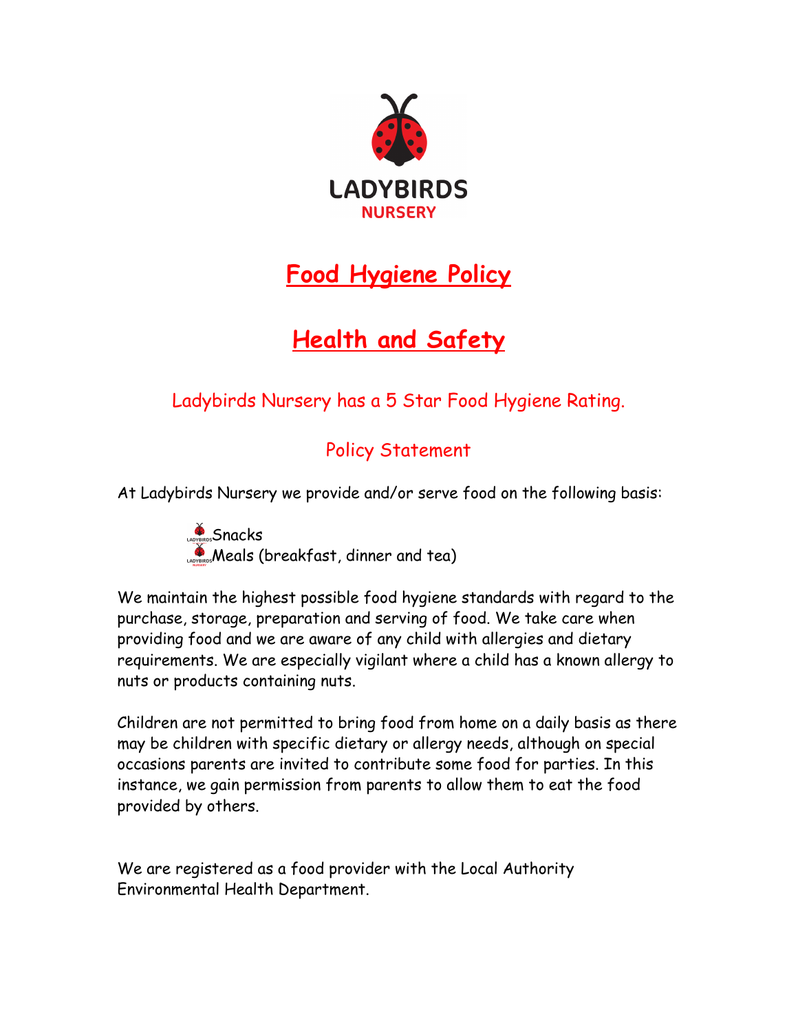LADYBIRDS
NURSERY

# Food Hygiene Policy

# Health and Safety

Ladybirds Nursery has a 5 Star Food Hygiene Rating.

## Policy Statement

At Ladybirds Nursery we provide and/or serve food on the following basis:

- Snacks
- Meals (breakfast, dinner and tea)

We maintain the highest possible food hygiene standards with regard to the purchase, storage, preparation and serving of food. We take care when providing food and we are aware of any child with allergies and dietary requirements. We are especially vigilant where a child has a known allergy to nuts or products containing nuts.

Children are not permitted to bring food from home on a daily basis as there may be children with specific dietary or allergy needs, although on special occasions parents are invited to contribute some food for parties. In this instance, we gain permission from parents to allow them to eat the food provided by others.

We are registered as a food provider with the Local Authority Environmental Health Department.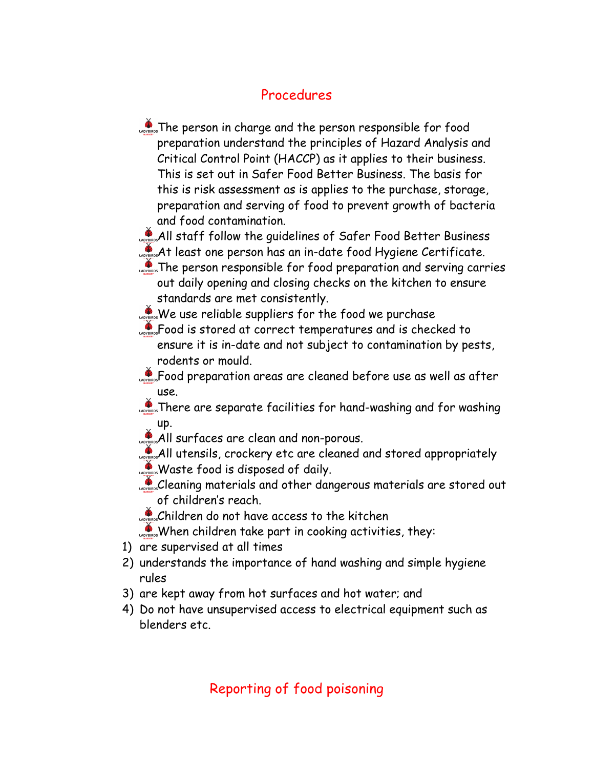## Procedures

- The person in charge and the person responsible for food preparation understand the principles of Hazard Analysis and Critical Control Point (HACCP) as it applies to their business. This is set out in Safer Food Better Business. The basis for this is risk assessment as is applies to the purchase, storage, preparation and serving of food to prevent growth of bacteria and food contamination.
- All staff follow the guidelines of Safer Food Better Business
- At least one person has an in-date food Hygiene Certificate.
- The person responsible for food preparation and serving carries out daily opening and closing checks on the kitchen to ensure standards are met consistently.
- We use reliable suppliers for the food we purchase
- Food is stored at correct temperatures and is checked to ensure it is in-date and not subject to contamination by pests, rodents or mould.
- Food preparation areas are cleaned before use as well as after use.
- There are separate facilities for hand-washing and for washing up.
- All surfaces are clean and non-porous.
- All utensils, crockery etc are cleaned and stored appropriately
- Waste food is disposed of daily.
- Cleaning materials and other dangerous materials are stored out of children's reach.
- Children do not have access to the kitchen
- When children take part in cooking activities, they:

1) are supervised at all times
2) understands the importance of hand washing and simple hygiene rules
3) are kept away from hot surfaces and hot water; and
4) Do not have unsupervised access to electrical equipment such as blenders etc.

## Reporting of food poisoning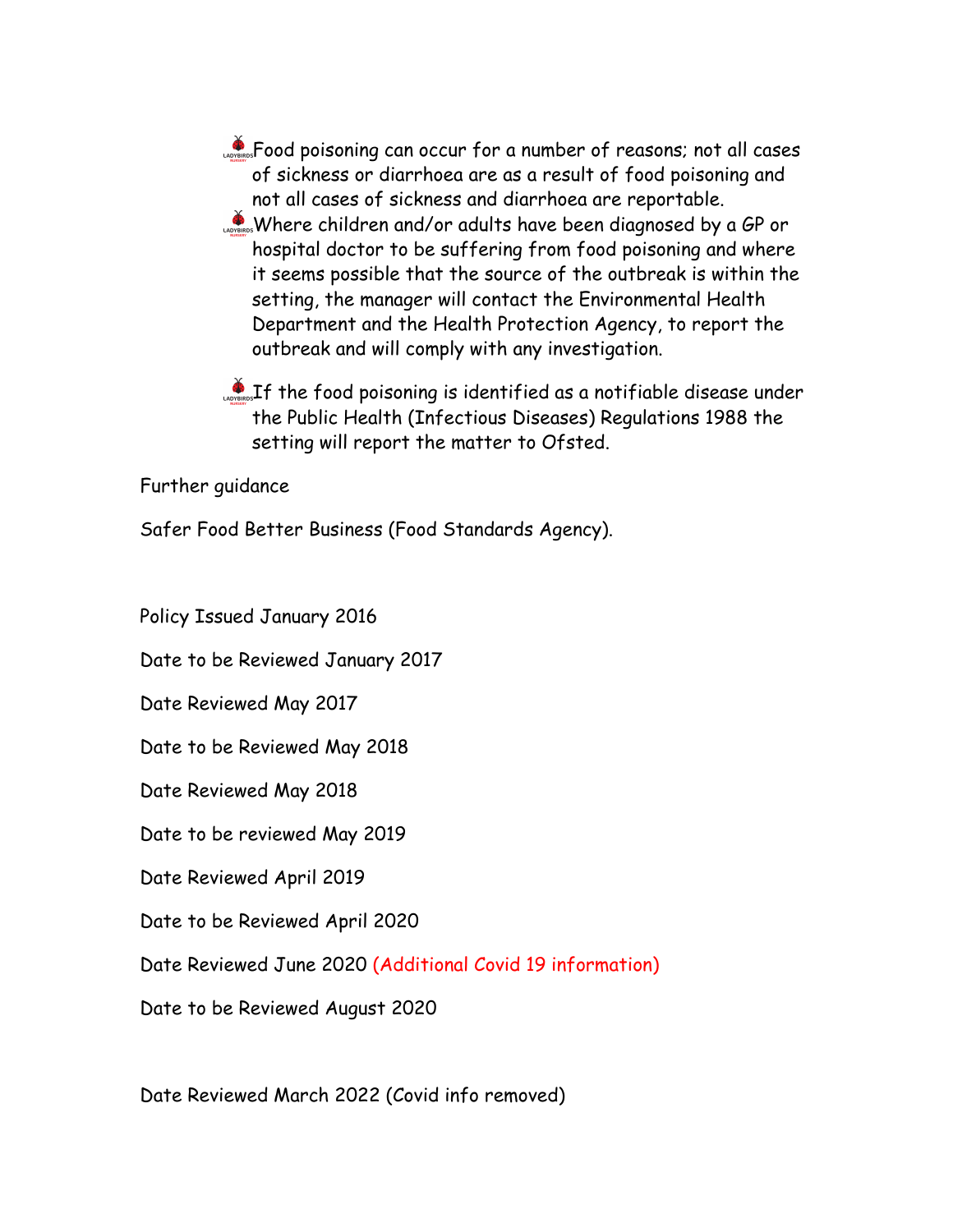- Food poisoning can occur for a number of reasons; not all cases of sickness or diarrhoea are as a result of food poisoning and not all cases of sickness and diarrhoea are reportable.
- Where children and/or adults have been diagnosed by a GP or hospital doctor to be suffering from food poisoning and where it seems possible that the source of the outbreak is within the setting, the manager will contact the Environmental Health Department and the Health Protection Agency, to report the outbreak and will comply with any investigation.
- If the food poisoning is identified as a notifiable disease under the Public Health (Infectious Diseases) Regulations 1988 the setting will report the matter to Ofsted.

Further guidance

Safer Food Better Business (Food Standards Agency).

Policy Issued January 2016

Date to be Reviewed January 2017

Date Reviewed May 2017

Date to be Reviewed May 2018

Date Reviewed May 2018

Date to be reviewed May 2019

Date Reviewed April 2019

Date to be Reviewed April 2020

Date Reviewed June 2020 (Additional Covid 19 information)

Date to be Reviewed August 2020

Date Reviewed March 2022 (Covid info removed)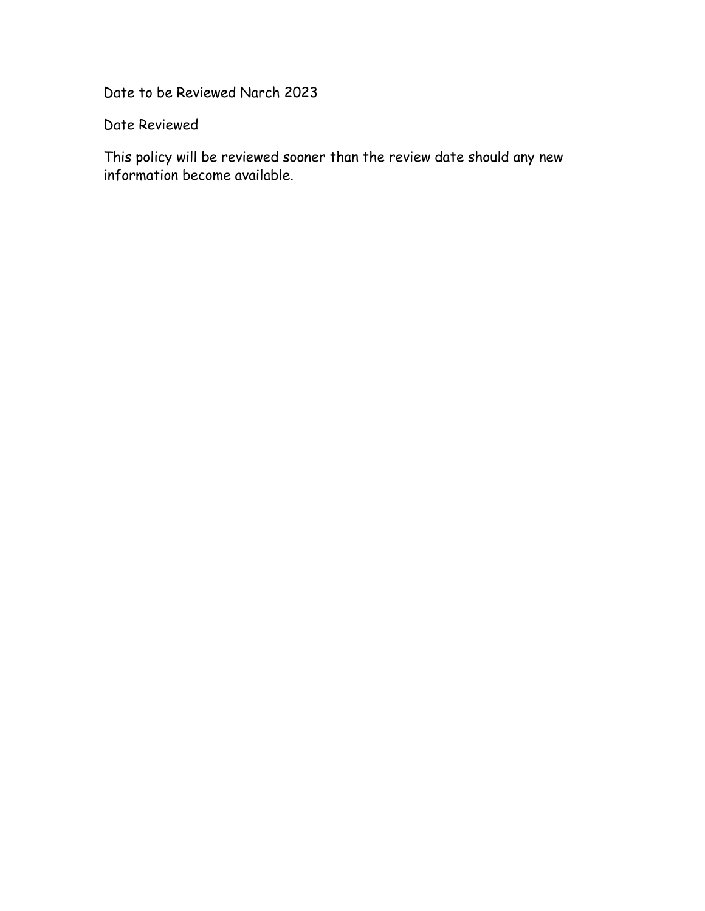Date to be Reviewed Narch 2023

Date Reviewed

This policy will be reviewed sooner than the review date should any new information become available.